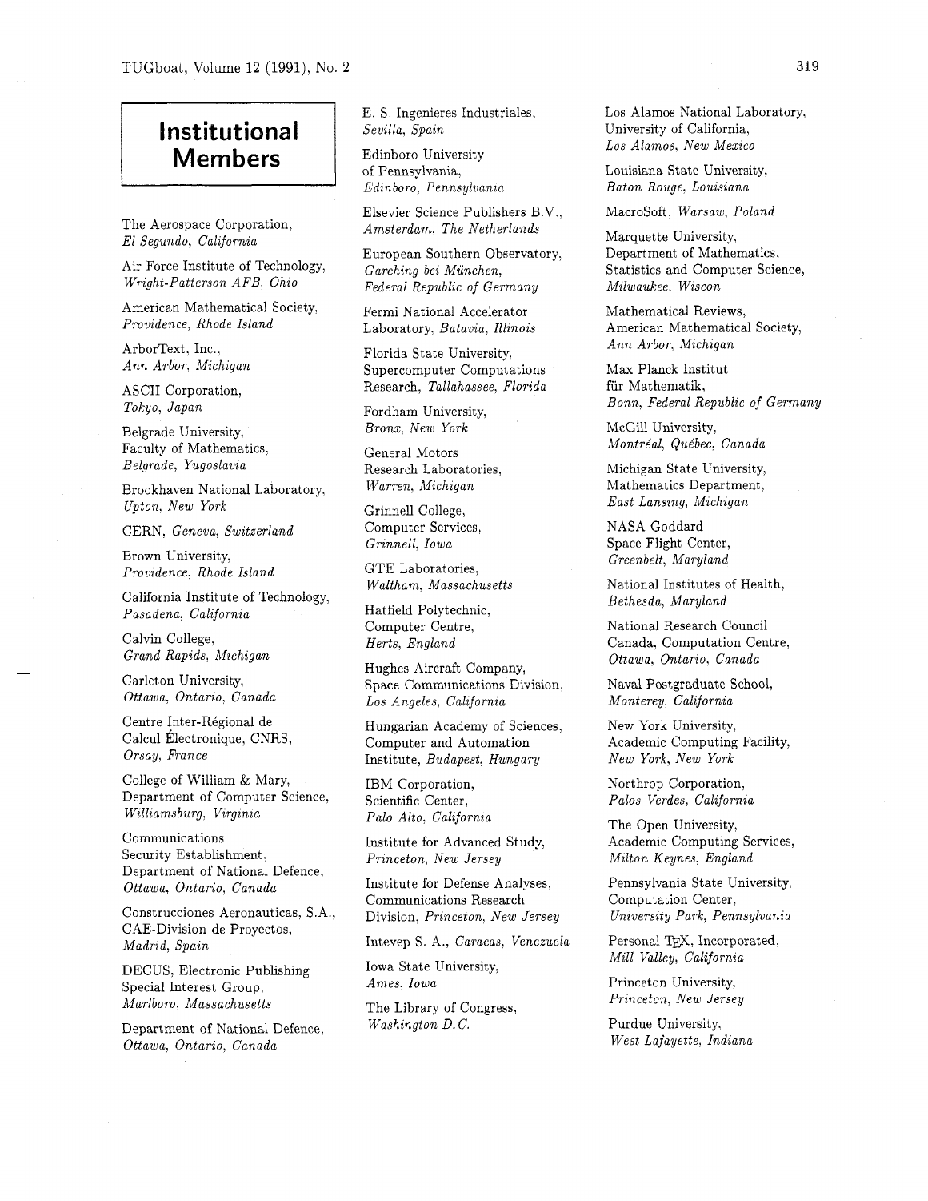# Institutional Members

The Aerospace Corporation, *El Segundo, California*

Air Force Institute of Technology, *Wright-Patterson AFB, Ohio*

American Mathematical Society, *Providence, Rhode Island*

ArborText, Inc., *Ann Arbor, Michigan*

ASCII Corporation, *Tokyo, Japan*

Belgrade University, Faculty of Mathematics, *Belgrade, Yugoslavia*

Brookhaven National Laboratory, *Upton, New York*

CERN, *Geneva, Switzerland*

Brown University, *Providence, Rhode Island*

California Institute of Technology, *Pasadena, California*

Calvin College, *Grand Rapids, Michigan*

Carleton University, *Ottawa, Ontario, Canada*

Centre Inter-Régional de Calcul Électronique, CNRS, *Orsay, France*

College of William & Mary, Department of Computer Science, *Williamsburg, Virginia*

Communications Security Establishment, Department of National Defence, *Ottawa, Ontario, Canada*

Construcciones Aeronauticas, S.A., CAE-Division de Proyectos, *Madrid, Spain*

DECUS, Electronic Publishing Special Interest Group, *Marlboro, Massachusetts*

Department of National Defence, *Ottawa, Ontario, Canada*

E. S. Ingenieres Industriales, *Sevilla, Spain*

Edinboro University of Pennsylvania, *Edinboro, Pennsylvania*

Elsevier Science Publishers B.V., *Amsterdam, The Netherlands*

European Southern Observatory, *Garching bei München, Federal Republic of Germany*

Fermi National Accelerator Laboratory, *Batavia, Illinois*

Florida State University, Supercomputer Computations Research, *Tallahassee, Florida*

Fordham University, *Bronx, New York*

General Motors Research Laboratories, *Warren, Michigan*

Grinnell College, Computer Services, *Grinnell, Iowa*

GTE Laboratories, *Waltham, Massachusetts*

Hatfield Polytechnic, Computer Centre, *Herts, England*

Hughes Aircraft Company, Space Communications Division, *Los Angeles, California*

Hungarian Academy of Sciences, Computer and Automation Institute, *Budapest, Hungary*

IBM Corporation, Scientific Center, *Palo Alto, California*

Institute for Advanced Study, *Princeton, New Jersey*

Institute for Defense Analyses, Communications Research Division, *Princeton, New Jersey*

Intevep S. A., *Caracas, Venezuela*

Iowa State University, *Ames, Iowa*

The Library of Congress, *Washington D.C.*

Los Alamos National Laboratory, University of California, *Los Alamos, New Mexico*

Louisiana State University, *Baton Rouge, Louisiana*

MacroSoft, *Warsaw, Poland*

Marquette University, Department of Mathematics, Statistics and Computer Science, *Milwaukee, Wiscon*

Mathematical Reviews, American Mathematical Society, *Ann Arbor, Michigan*

Max Planck Institut für Mathematik, *Bonn, Federal Republic of Germany*

McGill University, *Montréal, Québec, Canada*

Michigan State University, Mathematics Department, *East Lansing, Michigan*

NASA Goddard Space Flight Center, *Greenbelt, Maryland*

National Institutes of Health, *Bethesda, Maryland*

National Research Council Canada, Computation Centre, *Ottawa, Ontario, Canada*

Naval Postgraduate School, *Monterey, California*

New York University, Academic Computing Facility, *New York, New York*

Northrop Corporation, *Palos Verdes, California*

The Open University, Academic Computing Services, *Milton Keynes, England*

Pennsylvania State University, Computation Center, *University Park, Pennsylvania*

Personal TEX, Incorporated, *Mill Valley, California*

Princeton University, *Princeton, New Jersey*

Purdue University, *West Lafayette, Indiana*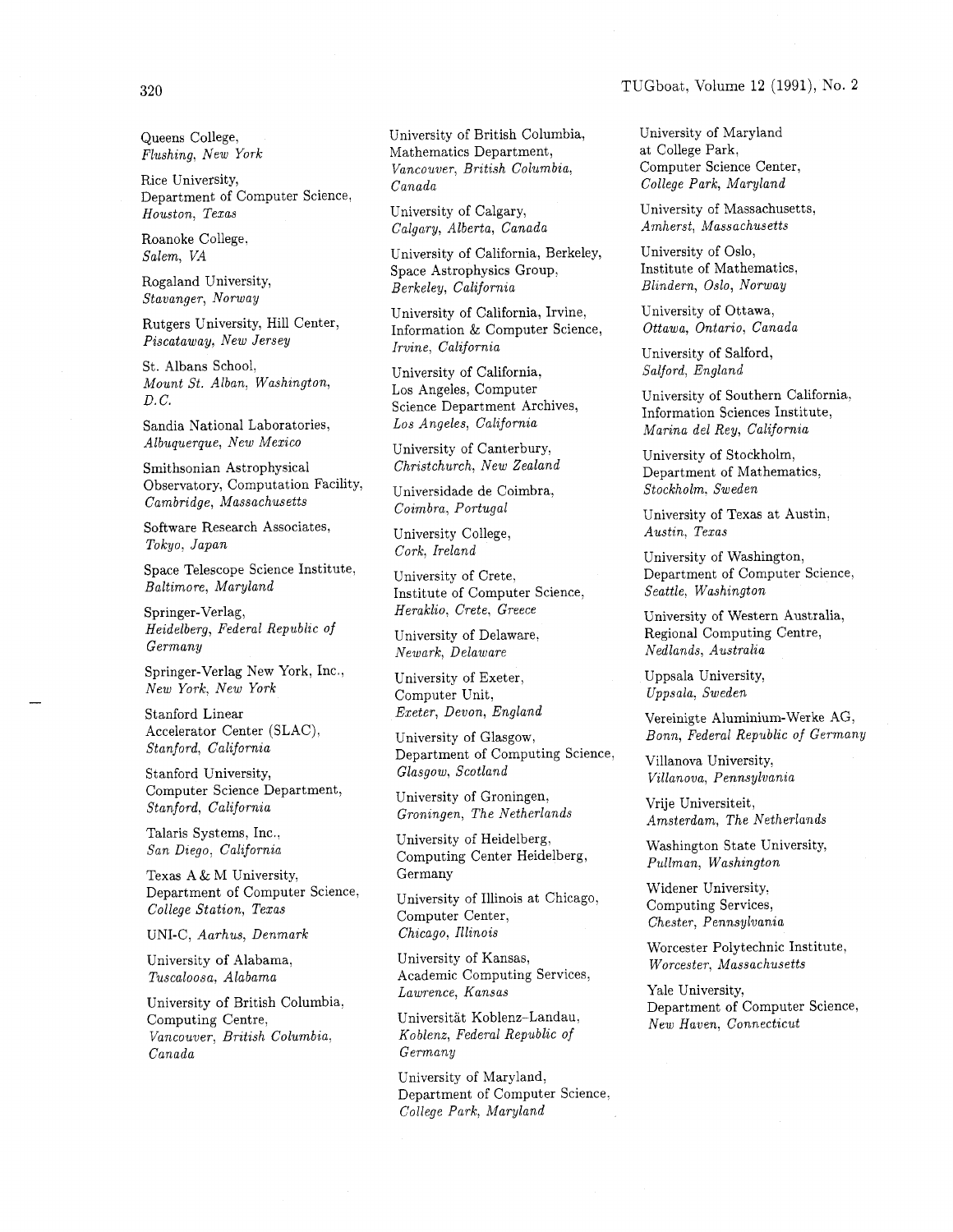Queens College,
*Flushing, New York*

Rice University,
Department of Computer Science,
*Houston, Texas*

Roanoke College,
*Salem, VA*

Rogaland University,
*Stavanger, Norway*

Rutgers University, Hill Center,
*Piscataway, New Jersey*

St. Albans School,
*Mount St. Alban, Washington, D.C.*

Sandia National Laboratories,
*Albuquerque, New Mexico*

Smithsonian Astrophysical Observatory, Computation Facility,
*Cambridge, Massachusetts*

Software Research Associates,
*Tokyo, Japan*

Space Telescope Science Institute,
*Baltimore, Maryland*

Springer-Verlag,
*Heidelberg, Federal Republic of Germany*

Springer-Verlag New York, Inc.,
*New York, New York*

Stanford Linear Accelerator Center (SLAC),
*Stanford, California*

Stanford University,
Computer Science Department,
*Stanford, California*

Talaris Systems, Inc.,
*San Diego, California*

Texas A & M University,
Department of Computer Science,
*College Station, Texas*

UNI-C, *Aarhus, Denmark*

University of Alabama,
*Tuscaloosa, Alabama*

University of British Columbia,
Computing Centre,
*Vancouver, British Columbia, Canada*

University of British Columbia,
Mathematics Department,
*Vancouver, British Columbia, Canada*

University of Calgary,
*Calgary, Alberta, Canada*

University of California, Berkeley,
Space Astrophysics Group,
*Berkeley, California*

University of California, Irvine,
Information & Computer Science,
*Irvine, California*

University of California,
Los Angeles, Computer Science Department Archives,
*Los Angeles, California*

University of Canterbury,
*Christchurch, New Zealand*

Universidade de Coimbra,
*Coimbra, Portugal*

University College,
*Cork, Ireland*

University of Crete,
Institute of Computer Science,
*Heraklio, Crete, Greece*

University of Delaware,
*Newark, Delaware*

University of Exeter,
Computer Unit,
*Exeter, Devon, England*

University of Glasgow,
Department of Computing Science,
*Glasgow, Scotland*

University of Groningen,
*Groningen, The Netherlands*

University of Heidelberg,
Computing Center Heidelberg,
Germany

University of Illinois at Chicago,
Computer Center,
*Chicago, Illinois*

University of Kansas,
Academic Computing Services,
*Lawrence, Kansas*

Universität Koblenz–Landau,
*Koblenz, Federal Republic of Germany*

University of Maryland,
Department of Computer Science,
*College Park, Maryland*

University of Maryland at College Park,
Computer Science Center,
*College Park, Maryland*

University of Massachusetts,
*Amherst, Massachusetts*

University of Oslo,
Institute of Mathematics,
*Blindern, Oslo, Norway*

University of Ottawa,
*Ottawa, Ontario, Canada*

University of Salford,
*Salford, England*

University of Southern California,
Information Sciences Institute,
*Marina del Rey, California*

University of Stockholm,
Department of Mathematics,
*Stockholm, Sweden*

University of Texas at Austin,
*Austin, Texas*

University of Washington,
Department of Computer Science,
*Seattle, Washington*

University of Western Australia,
Regional Computing Centre,
*Nedlands, Australia*

Uppsala University,
*Uppsala, Sweden*

Vereinigte Aluminium-Werke AG,
*Bonn, Federal Republic of Germany*

Villanova University,
*Villanova, Pennsylvania*

Vrije Universiteit,
*Amsterdam, The Netherlands*

Washington State University,
*Pullman, Washington*

Widener University,
Computing Services,
*Chester, Pennsylvania*

Worcester Polytechnic Institute,
*Worcester, Massachusetts*

Yale University,
Department of Computer Science,
*New Haven, Connecticut*